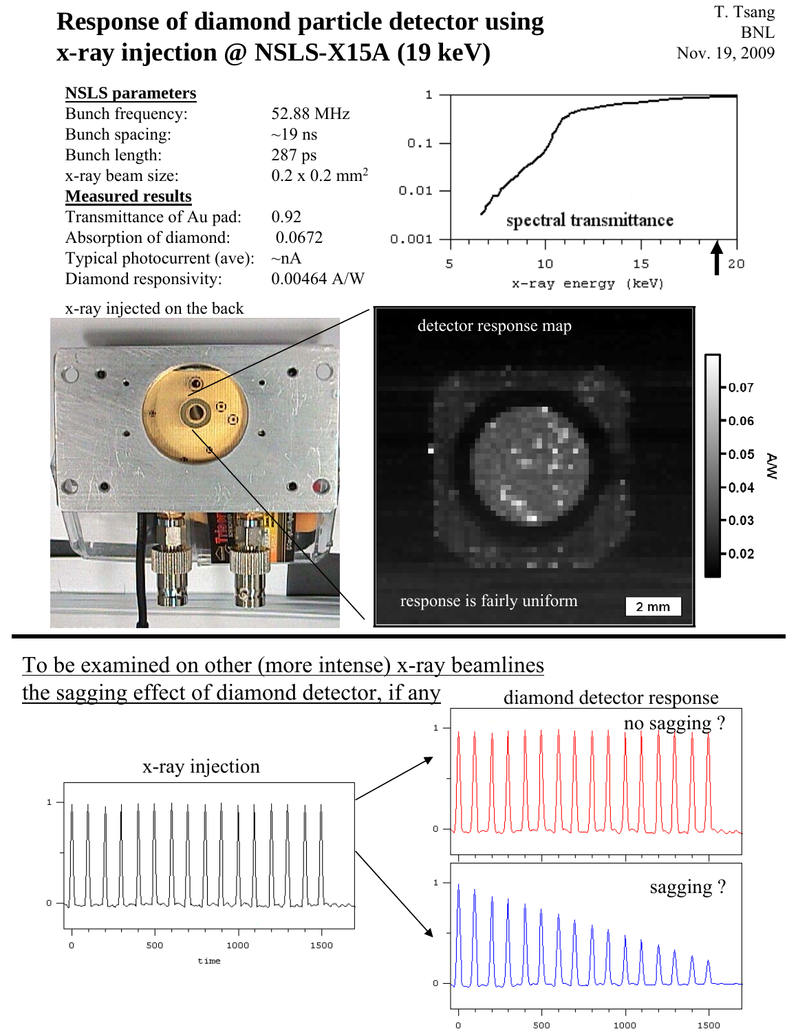# Response of diamond particle detector using x-ray injection @ NSLS-X15A (19 keV)

T. Tsang
BNL
Nov. 19, 2009

**NSLS parameters**

| | |
|---|---|
| Bunch frequency: | 52.88 MHz |
| Bunch spacing: | ~19 ns |
| Bunch length: | 287 ps |
| x-ray beam size: | 0.2 x 0.2 mm$^2$ |

**Measured results**

| | |
|---|---|
| Transmittance of Au pad: | 0.92 |
| Absorption of diamond: | 0.0672 |
| Typical photocurrent (ave): | ~nA |
| Diamond responsivity: | 0.00464 A/W |

spectral transmittance

x-ray injected on the back

detector response map

response is fairly uniform

2 mm

To be examined on other (more intense) x-ray beamlines
the sagging effect of diamond detector, if any

x-ray injection

diamond detector response

no sagging ?

sagging ?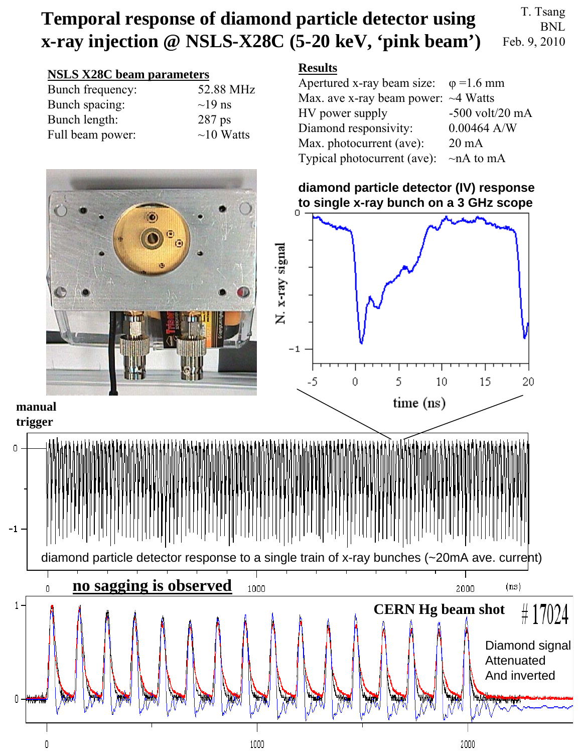# Temporal response of diamond particle detector using x-ray injection @ NSLS-X28C (5-20 keV, 'pink beam')

T. Tsang
BNL
Feb. 9, 2010

**NSLS X28C beam parameters**

| | |
|---|---|
| Bunch frequency: | 52.88 MHz |
| Bunch spacing: | ~19 ns |
| Bunch length: | 287 ps |
| Full beam power: | ~10 Watts |

**Results**

| | |
|---|---|
| Apertured x-ray beam size: | φ =1.6 mm |
| Max. ave x-ray beam power: | ~4 Watts |
| HV power supply | -500 volt/20 mA |
| Diamond responsivity: | 0.00464 A/W |
| Max. photocurrent (ave): | 20 mA |
| Typical photocurrent (ave): | ~nA to mA |

**diamond particle detector (IV) response to single x-ray bunch on a 3 GHz scope**

N. x-ray signal
0
-1
-5
0
5
10
15
20
time (ns)

manual trigger

0
-1

diamond particle detector response to a single train of x-ray bunches (~20mA ave. current)

0
1000
2000
(ns)

**no sagging is observed**

**CERN Hg beam shot**

# 17024

Diamond signal Attenuated And inverted

1
0
0
1000
2000